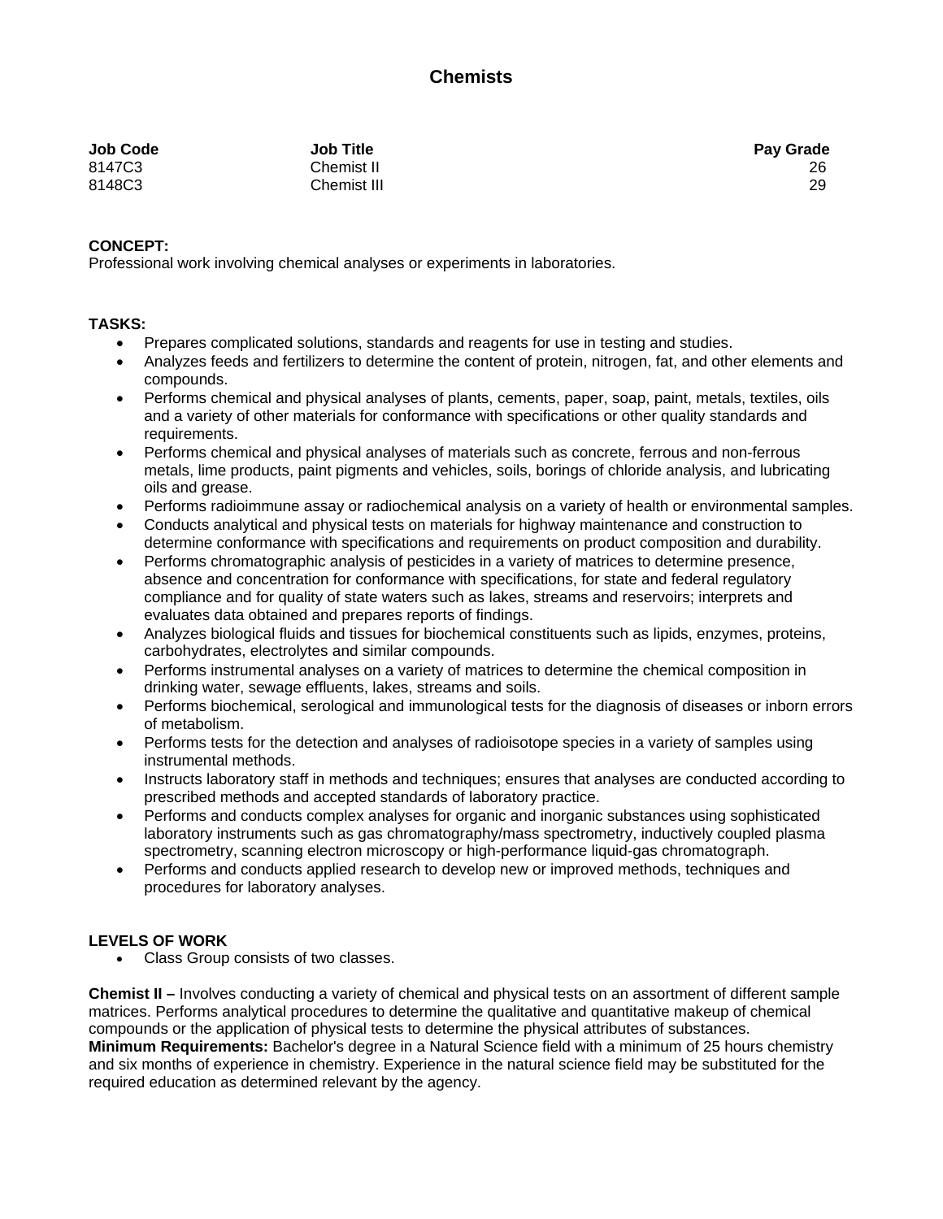# Chemists

| Job Code | Job Title | Pay Grade |
|---|---|---|
| 8147C3 | Chemist II | 26 |
| 8148C3 | Chemist III | 29 |

**CONCEPT:**
Professional work involving chemical analyses or experiments in laboratories.

**TASKS:**

- Prepares complicated solutions, standards and reagents for use in testing and studies.
- Analyzes feeds and fertilizers to determine the content of protein, nitrogen, fat, and other elements and compounds.
- Performs chemical and physical analyses of plants, cements, paper, soap, paint, metals, textiles, oils and a variety of other materials for conformance with specifications or other quality standards and requirements.
- Performs chemical and physical analyses of materials such as concrete, ferrous and non-ferrous metals, lime products, paint pigments and vehicles, soils, borings of chloride analysis, and lubricating oils and grease.
- Performs radioimmune assay or radiochemical analysis on a variety of health or environmental samples.
- Conducts analytical and physical tests on materials for highway maintenance and construction to determine conformance with specifications and requirements on product composition and durability.
- Performs chromatographic analysis of pesticides in a variety of matrices to determine presence, absence and concentration for conformance with specifications, for state and federal regulatory compliance and for quality of state waters such as lakes, streams and reservoirs; interprets and evaluates data obtained and prepares reports of findings.
- Analyzes biological fluids and tissues for biochemical constituents such as lipids, enzymes, proteins, carbohydrates, electrolytes and similar compounds.
- Performs instrumental analyses on a variety of matrices to determine the chemical composition in drinking water, sewage effluents, lakes, streams and soils.
- Performs biochemical, serological and immunological tests for the diagnosis of diseases or inborn errors of metabolism.
- Performs tests for the detection and analyses of radioisotope species in a variety of samples using instrumental methods.
- Instructs laboratory staff in methods and techniques; ensures that analyses are conducted according to prescribed methods and accepted standards of laboratory practice.
- Performs and conducts complex analyses for organic and inorganic substances using sophisticated laboratory instruments such as gas chromatography/mass spectrometry, inductively coupled plasma spectrometry, scanning electron microscopy or high-performance liquid-gas chromatograph.
- Performs and conducts applied research to develop new or improved methods, techniques and procedures for laboratory analyses.

**LEVELS OF WORK**

- Class Group consists of two classes.

**Chemist II –** Involves conducting a variety of chemical and physical tests on an assortment of different sample matrices. Performs analytical procedures to determine the qualitative and quantitative makeup of chemical compounds or the application of physical tests to determine the physical attributes of substances.
**Minimum Requirements:** Bachelor's degree in a Natural Science field with a minimum of 25 hours chemistry and six months of experience in chemistry. Experience in the natural science field may be substituted for the required education as determined relevant by the agency.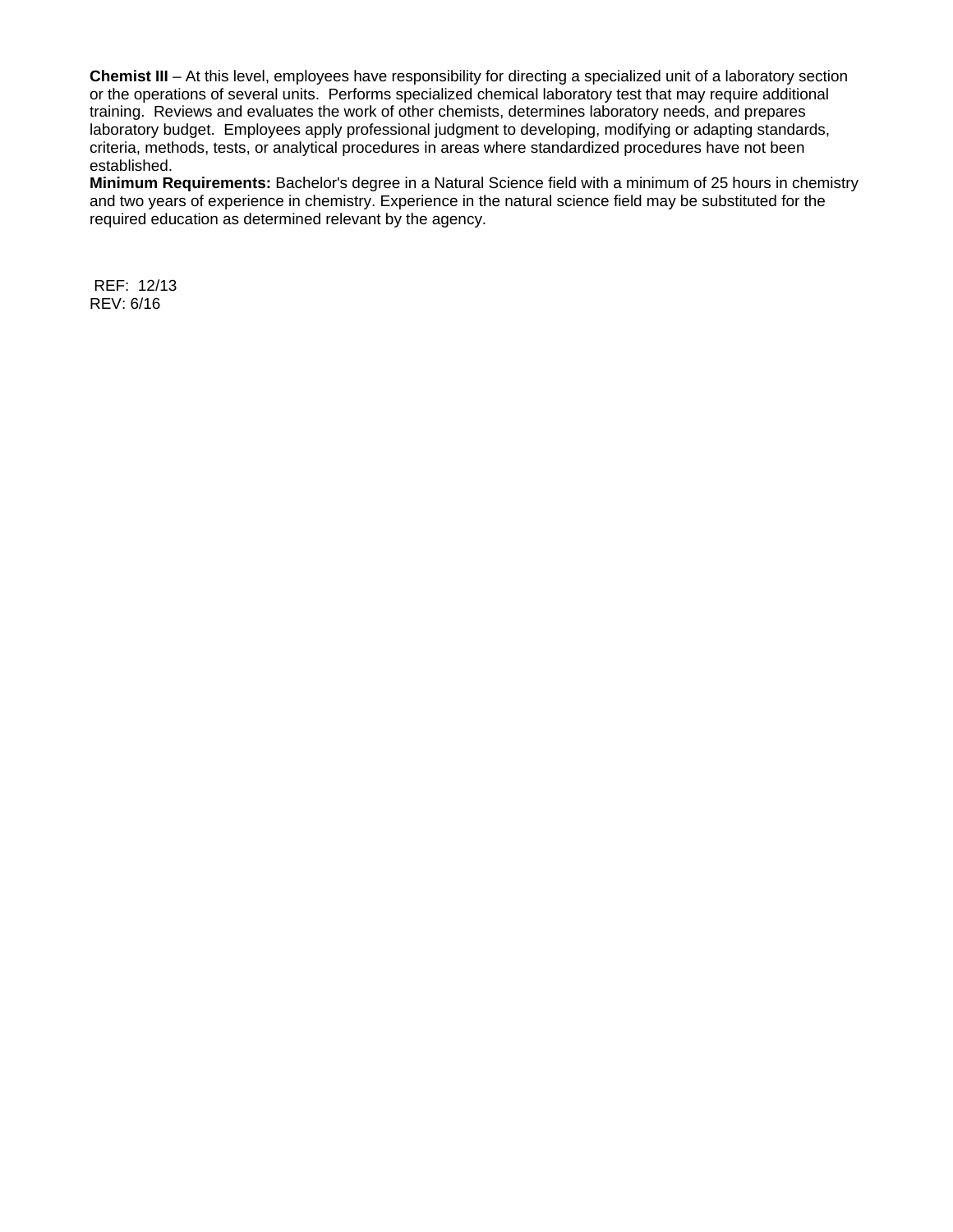**Chemist III** – At this level, employees have responsibility for directing a specialized unit of a laboratory section or the operations of several units. Performs specialized chemical laboratory test that may require additional training. Reviews and evaluates the work of other chemists, determines laboratory needs, and prepares laboratory budget. Employees apply professional judgment to developing, modifying or adapting standards, criteria, methods, tests, or analytical procedures in areas where standardized procedures have not been established.

**Minimum Requirements:** Bachelor's degree in a Natural Science field with a minimum of 25 hours in chemistry and two years of experience in chemistry. Experience in the natural science field may be substituted for the required education as determined relevant by the agency.

REF: 12/13
REV: 6/16